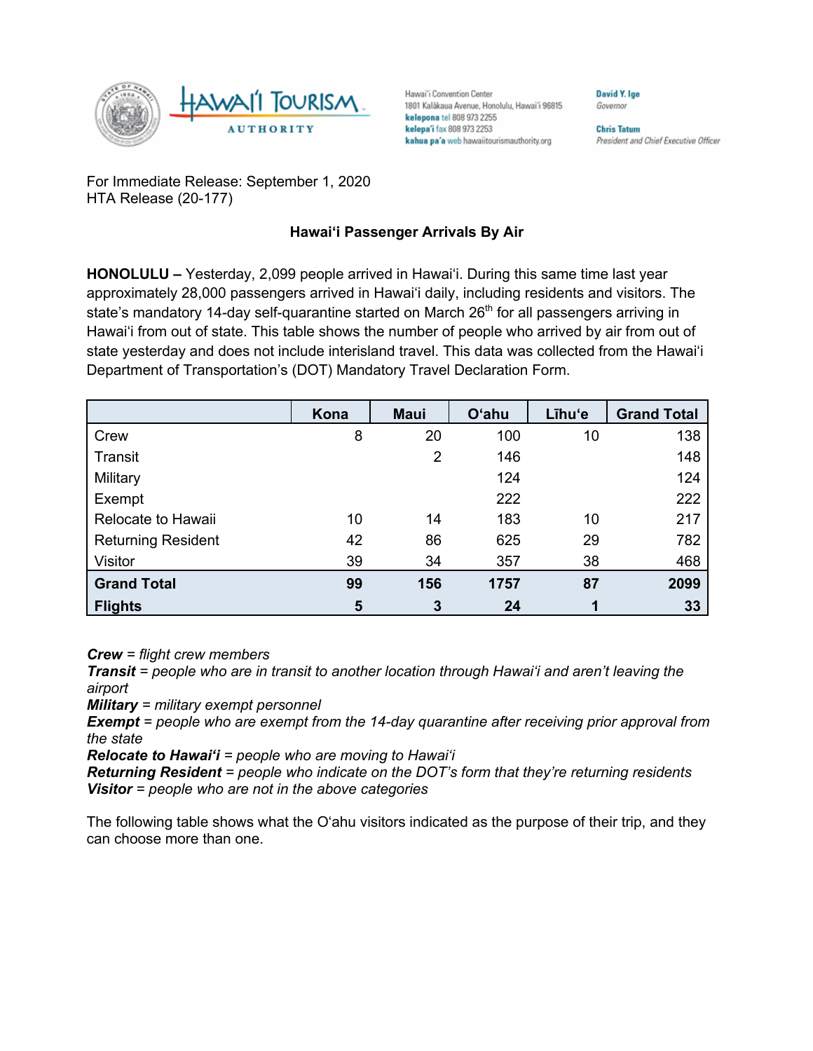Hawaiʻi Convention Center
1801 Kalākaua Avenue, Honolulu, Hawaiʻi 96815
**kelepona** tel 808 973 2255
**kelepaʻi** fax 808 973 2253
**kahua paʻa** web hawaiitourismauthority.org

**David Y. Ige**
*Governor*

**Chris Tatum**
*President and Chief Executive Officer*

For Immediate Release: September 1, 2020
HTA Release (20-177)

## Hawaiʻi Passenger Arrivals By Air

**HONOLULU –** Yesterday, 2,099 people arrived in Hawaiʻi. During this same time last year approximately 28,000 passengers arrived in Hawaiʻi daily, including residents and visitors. The state's mandatory 14-day self-quarantine started on March 26th for all passengers arriving in Hawaiʻi from out of state. This table shows the number of people who arrived by air from out of state yesterday and does not include interisland travel. This data was collected from the Hawaiʻi Department of Transportation's (DOT) Mandatory Travel Declaration Form.

| | Kona | Maui | Oʻahu | Līhuʻe | Grand Total |
|---|---|---|---|---|---|
| Crew | 8 | 20 | 100 | 10 | 138 |
| Transit | | 2 | 146 | | 148 |
| Military | | | 124 | | 124 |
| Exempt | | | 222 | | 222 |
| Relocate to Hawaii | 10 | 14 | 183 | 10 | 217 |
| Returning Resident | 42 | 86 | 625 | 29 | 782 |
| Visitor | 39 | 34 | 357 | 38 | 468 |
| **Grand Total** | **99** | **156** | **1757** | **87** | **2099** |
| **Flights** | **5** | **3** | **24** | **1** | **33** |

***Crew*** *= flight crew members*
***Transit*** *= people who are in transit to another location through Hawaiʻi and aren't leaving the airport*
***Military*** *= military exempt personnel*
***Exempt*** *= people who are exempt from the 14-day quarantine after receiving prior approval from the state*
***Relocate to Hawaiʻi*** *= people who are moving to Hawaiʻi*
***Returning Resident*** *= people who indicate on the DOT's form that they're returning residents*
***Visitor*** *= people who are not in the above categories*

The following table shows what the Oʻahu visitors indicated as the purpose of their trip, and they can choose more than one.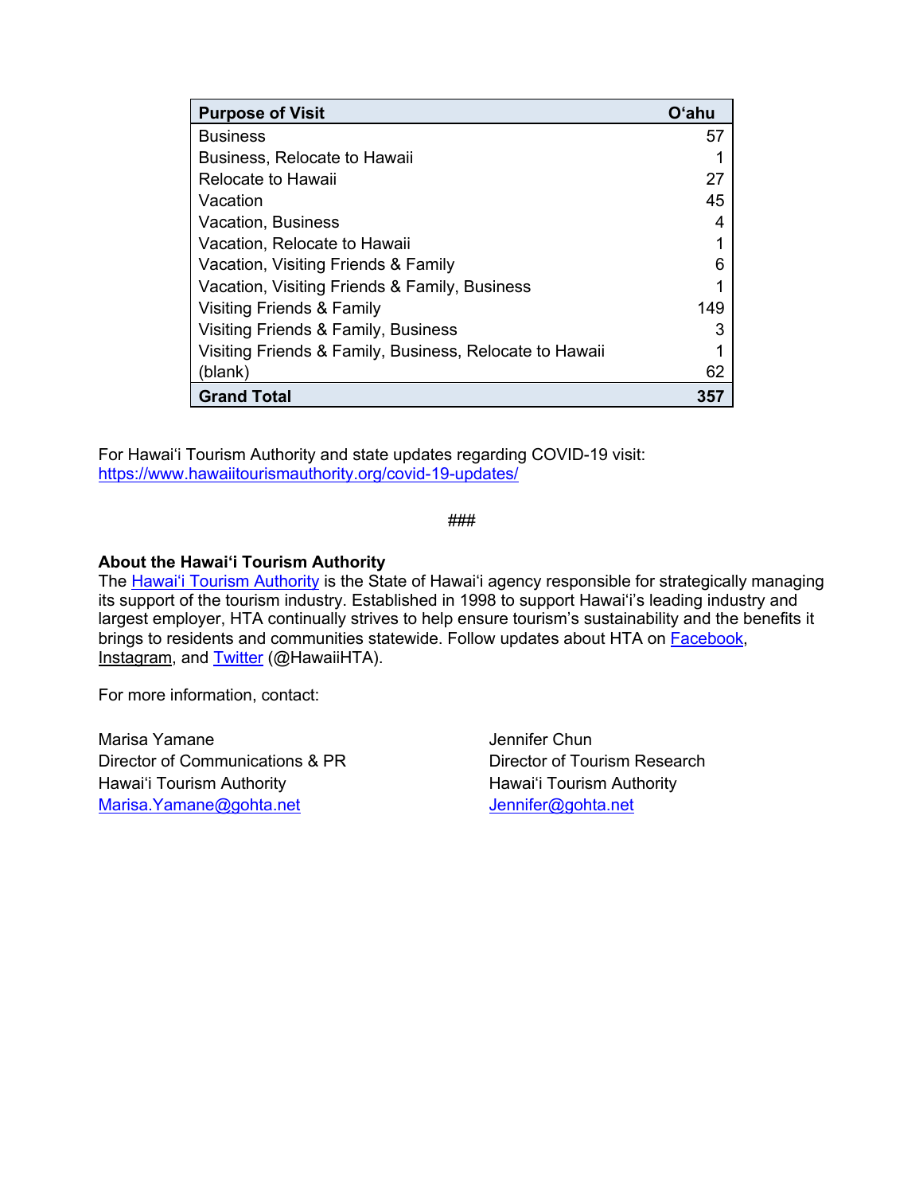| Purpose of Visit | O‘ahu |
| --- | --- |
| Business | 57 |
| Business, Relocate to Hawaii | 1 |
| Relocate to Hawaii | 27 |
| Vacation | 45 |
| Vacation, Business | 4 |
| Vacation, Relocate to Hawaii | 1 |
| Vacation, Visiting Friends & Family | 6 |
| Vacation, Visiting Friends & Family, Business | 1 |
| Visiting Friends & Family | 149 |
| Visiting Friends & Family, Business | 3 |
| Visiting Friends & Family, Business, Relocate to Hawaii | 1 |
| (blank) | 62 |
| **Grand Total** | **357** |

For Hawai‘i Tourism Authority and state updates regarding COVID-19 visit:
https://www.hawaiitourismauthority.org/covid-19-updates/

###

**About the Hawai‘i Tourism Authority**

The Hawai‘i Tourism Authority is the State of Hawai‘i agency responsible for strategically managing its support of the tourism industry. Established in 1998 to support Hawai‘i’s leading industry and largest employer, HTA continually strives to help ensure tourism’s sustainability and the benefits it brings to residents and communities statewide. Follow updates about HTA on Facebook, Instagram, and Twitter (@HawaiiHTA).

For more information, contact:

Marisa Yamane
Director of Communications & PR
Hawai‘i Tourism Authority
Marisa.Yamane@gohta.net

Jennifer Chun
Director of Tourism Research
Hawai‘i Tourism Authority
Jennifer@gohta.net